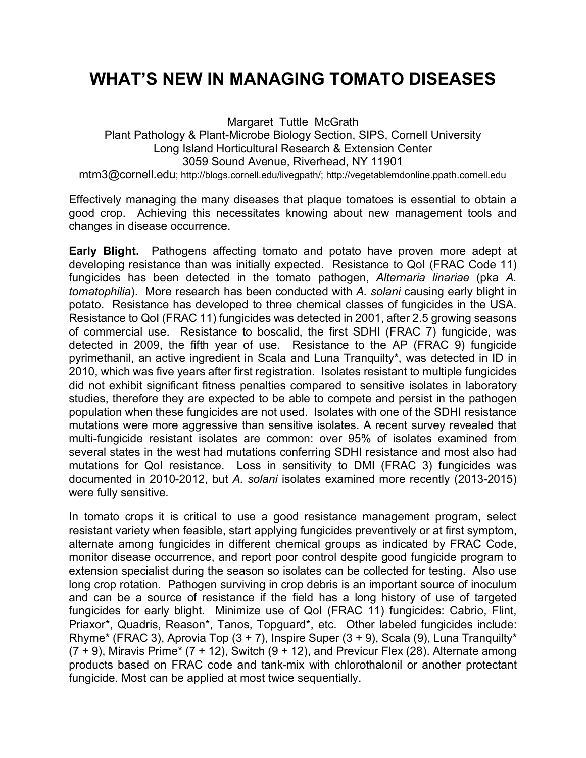# WHAT'S NEW IN MANAGING TOMATO DISEASES

Margaret Tuttle McGrath
Plant Pathology & Plant-Microbe Biology Section, SIPS, Cornell University
Long Island Horticultural Research & Extension Center
3059 Sound Avenue, Riverhead, NY 11901
mtm3@cornell.edu; http://blogs.cornell.edu/livegpath/; http://vegetablemdonline.ppath.cornell.edu

Effectively managing the many diseases that plaque tomatoes is essential to obtain a good crop. Achieving this necessitates knowing about new management tools and changes in disease occurrence.

**Early Blight.** Pathogens affecting tomato and potato have proven more adept at developing resistance than was initially expected. Resistance to QoI (FRAC Code 11) fungicides has been detected in the tomato pathogen, *Alternaria linariae* (pka *A. tomatophilia*). More research has been conducted with *A. solani* causing early blight in potato. Resistance has developed to three chemical classes of fungicides in the USA. Resistance to QoI (FRAC 11) fungicides was detected in 2001, after 2.5 growing seasons of commercial use. Resistance to boscalid, the first SDHI (FRAC 7) fungicide, was detected in 2009, the fifth year of use. Resistance to the AP (FRAC 9) fungicide pyrimethanil, an active ingredient in Scala and Luna Tranquilty*, was detected in ID in 2010, which was five years after first registration. Isolates resistant to multiple fungicides did not exhibit significant fitness penalties compared to sensitive isolates in laboratory studies, therefore they are expected to be able to compete and persist in the pathogen population when these fungicides are not used. Isolates with one of the SDHI resistance mutations were more aggressive than sensitive isolates. A recent survey revealed that multi-fungicide resistant isolates are common: over 95% of isolates examined from several states in the west had mutations conferring SDHI resistance and most also had mutations for QoI resistance. Loss in sensitivity to DMI (FRAC 3) fungicides was documented in 2010-2012, but *A. solani* isolates examined more recently (2013-2015) were fully sensitive.

In tomato crops it is critical to use a good resistance management program, select resistant variety when feasible, start applying fungicides preventively or at first symptom, alternate among fungicides in different chemical groups as indicated by FRAC Code, monitor disease occurrence, and report poor control despite good fungicide program to extension specialist during the season so isolates can be collected for testing. Also use long crop rotation. Pathogen surviving in crop debris is an important source of inoculum and can be a source of resistance if the field has a long history of use of targeted fungicides for early blight. Minimize use of QoI (FRAC 11) fungicides: Cabrio, Flint, Priaxor*, Quadris, Reason*, Tanos, Topguard*, etc. Other labeled fungicides include: Rhyme* (FRAC 3), Aprovia Top (3 + 7), Inspire Super (3 + 9), Scala (9), Luna Tranquilty* (7 + 9), Miravis Prime* (7 + 12), Switch (9 + 12), and Previcur Flex (28). Alternate among products based on FRAC code and tank-mix with chlorothalonil or another protectant fungicide. Most can be applied at most twice sequentially.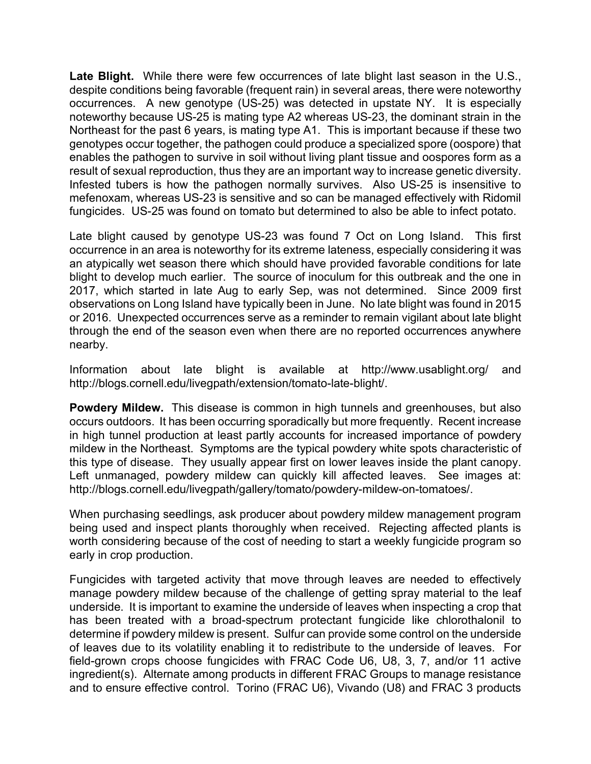**Late Blight.** While there were few occurrences of late blight last season in the U.S., despite conditions being favorable (frequent rain) in several areas, there were noteworthy occurrences. A new genotype (US-25) was detected in upstate NY. It is especially noteworthy because US-25 is mating type A2 whereas US-23, the dominant strain in the Northeast for the past 6 years, is mating type A1. This is important because if these two genotypes occur together, the pathogen could produce a specialized spore (oospore) that enables the pathogen to survive in soil without living plant tissue and oospores form as a result of sexual reproduction, thus they are an important way to increase genetic diversity. Infested tubers is how the pathogen normally survives. Also US-25 is insensitive to mefenoxam, whereas US-23 is sensitive and so can be managed effectively with Ridomil fungicides. US-25 was found on tomato but determined to also be able to infect potato.

Late blight caused by genotype US-23 was found 7 Oct on Long Island. This first occurrence in an area is noteworthy for its extreme lateness, especially considering it was an atypically wet season there which should have provided favorable conditions for late blight to develop much earlier. The source of inoculum for this outbreak and the one in 2017, which started in late Aug to early Sep, was not determined. Since 2009 first observations on Long Island have typically been in June. No late blight was found in 2015 or 2016. Unexpected occurrences serve as a reminder to remain vigilant about late blight through the end of the season even when there are no reported occurrences anywhere nearby.

Information about late blight is available at http://www.usablight.org/ and http://blogs.cornell.edu/livegpath/extension/tomato-late-blight/.

**Powdery Mildew.** This disease is common in high tunnels and greenhouses, but also occurs outdoors. It has been occurring sporadically but more frequently. Recent increase in high tunnel production at least partly accounts for increased importance of powdery mildew in the Northeast. Symptoms are the typical powdery white spots characteristic of this type of disease. They usually appear first on lower leaves inside the plant canopy. Left unmanaged, powdery mildew can quickly kill affected leaves. See images at: http://blogs.cornell.edu/livegpath/gallery/tomato/powdery-mildew-on-tomatoes/.

When purchasing seedlings, ask producer about powdery mildew management program being used and inspect plants thoroughly when received. Rejecting affected plants is worth considering because of the cost of needing to start a weekly fungicide program so early in crop production.

Fungicides with targeted activity that move through leaves are needed to effectively manage powdery mildew because of the challenge of getting spray material to the leaf underside. It is important to examine the underside of leaves when inspecting a crop that has been treated with a broad-spectrum protectant fungicide like chlorothalonil to determine if powdery mildew is present. Sulfur can provide some control on the underside of leaves due to its volatility enabling it to redistribute to the underside of leaves. For field-grown crops choose fungicides with FRAC Code U6, U8, 3, 7, and/or 11 active ingredient(s). Alternate among products in different FRAC Groups to manage resistance and to ensure effective control. Torino (FRAC U6), Vivando (U8) and FRAC 3 products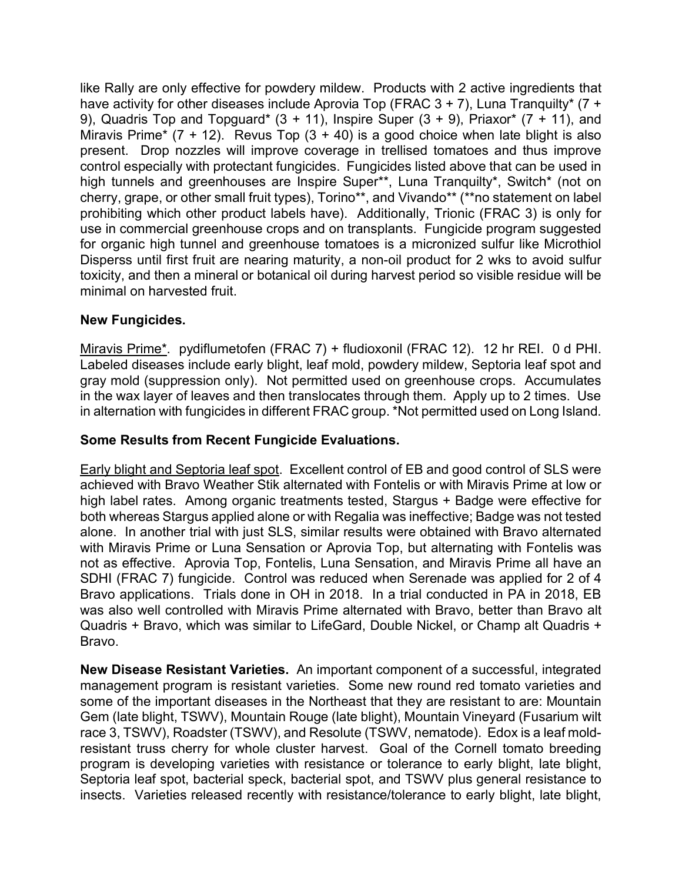like Rally are only effective for powdery mildew. Products with 2 active ingredients that have activity for other diseases include Aprovia Top (FRAC 3 + 7), Luna Tranquilty* (7 + 9), Quadris Top and Topguard* (3 + 11), Inspire Super (3 + 9), Priaxor* (7 + 11), and Miravis Prime* (7 + 12). Revus Top (3 + 40) is a good choice when late blight is also present. Drop nozzles will improve coverage in trellised tomatoes and thus improve control especially with protectant fungicides. Fungicides listed above that can be used in high tunnels and greenhouses are Inspire Super**, Luna Tranquilty*, Switch* (not on cherry, grape, or other small fruit types), Torino**, and Vivando** (**no statement on label prohibiting which other product labels have). Additionally, Trionic (FRAC 3) is only for use in commercial greenhouse crops and on transplants. Fungicide program suggested for organic high tunnel and greenhouse tomatoes is a micronized sulfur like Microthiol Disperss until first fruit are nearing maturity, a non-oil product for 2 wks to avoid sulfur toxicity, and then a mineral or botanical oil during harvest period so visible residue will be minimal on harvested fruit.

**New Fungicides.**

Miravis Prime*. pydiflumetofen (FRAC 7) + fludioxonil (FRAC 12). 12 hr REI. 0 d PHI. Labeled diseases include early blight, leaf mold, powdery mildew, Septoria leaf spot and gray mold (suppression only). Not permitted used on greenhouse crops. Accumulates in the wax layer of leaves and then translocates through them. Apply up to 2 times. Use in alternation with fungicides in different FRAC group. *Not permitted used on Long Island.

**Some Results from Recent Fungicide Evaluations.**

Early blight and Septoria leaf spot. Excellent control of EB and good control of SLS were achieved with Bravo Weather Stik alternated with Fontelis or with Miravis Prime at low or high label rates. Among organic treatments tested, Stargus + Badge were effective for both whereas Stargus applied alone or with Regalia was ineffective; Badge was not tested alone. In another trial with just SLS, similar results were obtained with Bravo alternated with Miravis Prime or Luna Sensation or Aprovia Top, but alternating with Fontelis was not as effective. Aprovia Top, Fontelis, Luna Sensation, and Miravis Prime all have an SDHI (FRAC 7) fungicide. Control was reduced when Serenade was applied for 2 of 4 Bravo applications. Trials done in OH in 2018. In a trial conducted in PA in 2018, EB was also well controlled with Miravis Prime alternated with Bravo, better than Bravo alt Quadris + Bravo, which was similar to LifeGard, Double Nickel, or Champ alt Quadris + Bravo.

**New Disease Resistant Varieties.** An important component of a successful, integrated management program is resistant varieties. Some new round red tomato varieties and some of the important diseases in the Northeast that they are resistant to are: Mountain Gem (late blight, TSWV), Mountain Rouge (late blight), Mountain Vineyard (Fusarium wilt race 3, TSWV), Roadster (TSWV), and Resolute (TSWV, nematode). Edox is a leaf mold-resistant truss cherry for whole cluster harvest. Goal of the Cornell tomato breeding program is developing varieties with resistance or tolerance to early blight, late blight, Septoria leaf spot, bacterial speck, bacterial spot, and TSWV plus general resistance to insects. Varieties released recently with resistance/tolerance to early blight, late blight,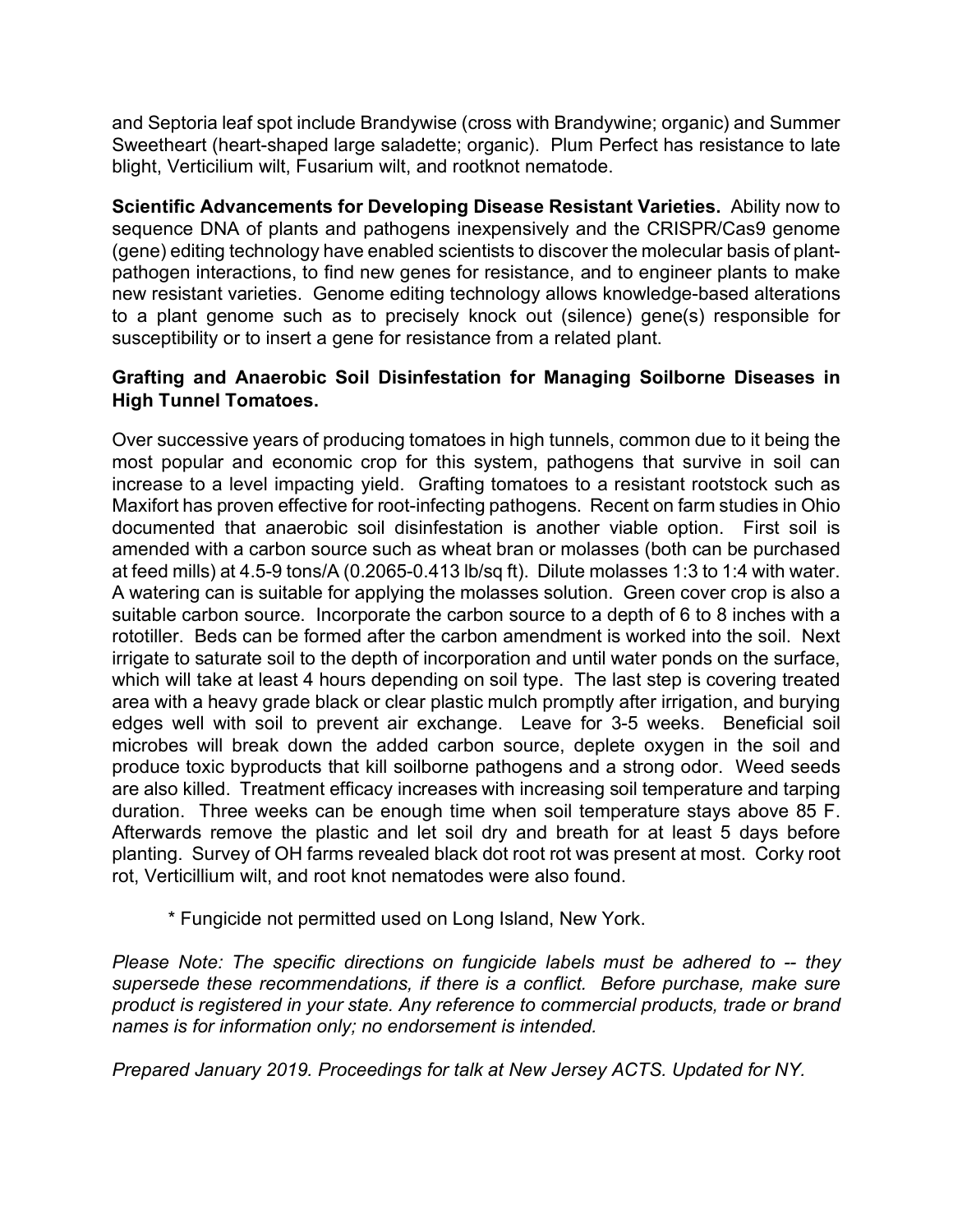and Septoria leaf spot include Brandywise (cross with Brandywine; organic) and Summer Sweetheart (heart-shaped large saladette; organic). Plum Perfect has resistance to late blight, Verticilium wilt, Fusarium wilt, and rootknot nematode.

**Scientific Advancements for Developing Disease Resistant Varieties.** Ability now to sequence DNA of plants and pathogens inexpensively and the CRISPR/Cas9 genome (gene) editing technology have enabled scientists to discover the molecular basis of plant-pathogen interactions, to find new genes for resistance, and to engineer plants to make new resistant varieties. Genome editing technology allows knowledge-based alterations to a plant genome such as to precisely knock out (silence) gene(s) responsible for susceptibility or to insert a gene for resistance from a related plant.

**Grafting and Anaerobic Soil Disinfestation for Managing Soilborne Diseases in High Tunnel Tomatoes.**

Over successive years of producing tomatoes in high tunnels, common due to it being the most popular and economic crop for this system, pathogens that survive in soil can increase to a level impacting yield. Grafting tomatoes to a resistant rootstock such as Maxifort has proven effective for root-infecting pathogens. Recent on farm studies in Ohio documented that anaerobic soil disinfestation is another viable option. First soil is amended with a carbon source such as wheat bran or molasses (both can be purchased at feed mills) at 4.5-9 tons/A (0.2065-0.413 lb/sq ft). Dilute molasses 1:3 to 1:4 with water. A watering can is suitable for applying the molasses solution. Green cover crop is also a suitable carbon source. Incorporate the carbon source to a depth of 6 to 8 inches with a rototiller. Beds can be formed after the carbon amendment is worked into the soil. Next irrigate to saturate soil to the depth of incorporation and until water ponds on the surface, which will take at least 4 hours depending on soil type. The last step is covering treated area with a heavy grade black or clear plastic mulch promptly after irrigation, and burying edges well with soil to prevent air exchange. Leave for 3-5 weeks. Beneficial soil microbes will break down the added carbon source, deplete oxygen in the soil and produce toxic byproducts that kill soilborne pathogens and a strong odor. Weed seeds are also killed. Treatment efficacy increases with increasing soil temperature and tarping duration. Three weeks can be enough time when soil temperature stays above 85 F. Afterwards remove the plastic and let soil dry and breath for at least 5 days before planting. Survey of OH farms revealed black dot root rot was present at most. Corky root rot, Verticillium wilt, and root knot nematodes were also found.

\* Fungicide not permitted used on Long Island, New York.

*Please Note: The specific directions on fungicide labels must be adhered to -- they supersede these recommendations, if there is a conflict. Before purchase, make sure product is registered in your state. Any reference to commercial products, trade or brand names is for information only; no endorsement is intended.*

*Prepared January 2019. Proceedings for talk at New Jersey ACTS. Updated for NY.*